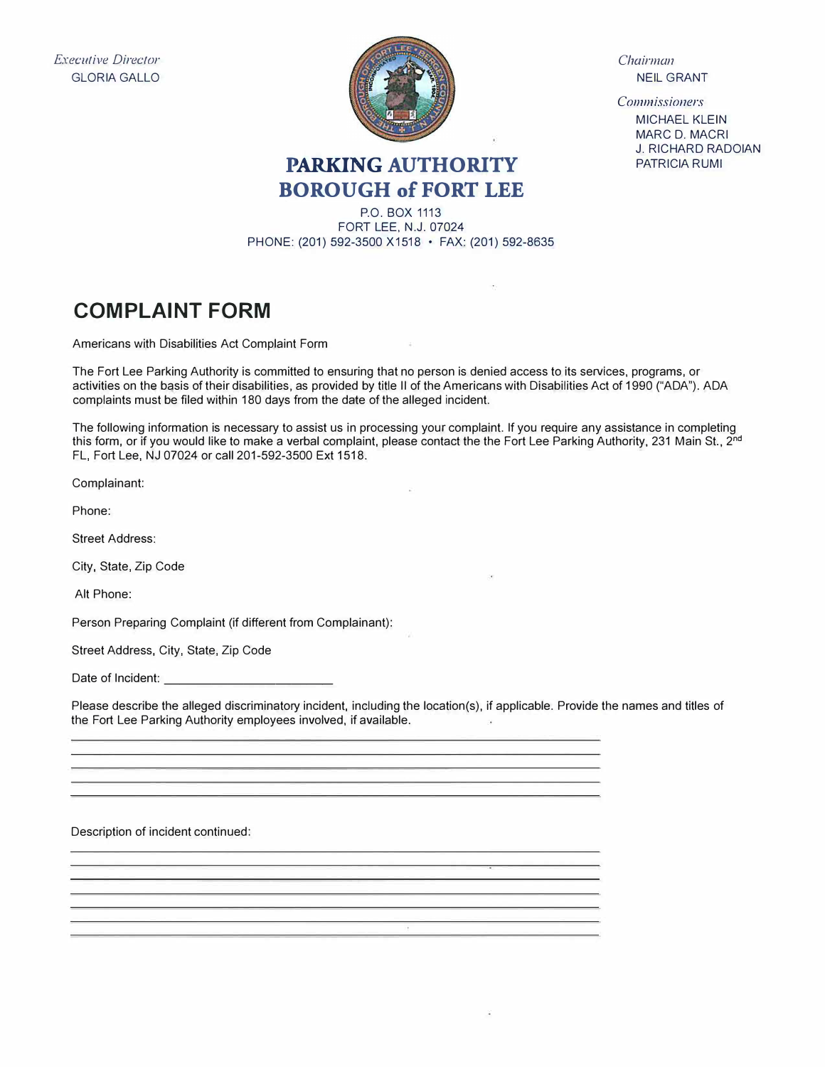*Executive Director*
GLORIA GALLO

*Chairman*
NEIL GRANT

*Commissioners*
MICHAEL KLEIN
MARC D. MACRI
J. RICHARD RADOIAN
PATRICIA RUMI

**PARKING AUTHORITY**
**BOROUGH of FORT LEE**

P.O. BOX 1113
FORT LEE, N.J. 07024
PHONE: (201) 592-3500 X1518 • FAX: (201) 592-8635

# COMPLAINT FORM

Americans with Disabilities Act Complaint Form

The Fort Lee Parking Authority is committed to ensuring that no person is denied access to its services, programs, or activities on the basis of their disabilities, as provided by title II of the Americans with Disabilities Act of 1990 ("ADA"). ADA complaints must be filed within 180 days from the date of the alleged incident.

The following information is necessary to assist us in processing your complaint. If you require any assistance in completing this form, or if you would like to make a verbal complaint, please contact the the Fort Lee Parking Authority, 231 Main St., 2nd FL, Fort Lee, NJ 07024 or call 201-592-3500 Ext 1518.

Complainant:

Phone:

Street Address:

City, State, Zip Code

Alt Phone:

Person Preparing Complaint (if different from Complainant):

Street Address, City, State, Zip Code

Date of Incident: ______________________

Please describe the alleged discriminatory incident, including the location(s), if applicable. Provide the names and titles of the Fort Lee Parking Authority employees involved, if available.

_______________________________________________________________________________

_______________________________________________________________________________

_______________________________________________________________________________

_______________________________________________________________________________

_______________________________________________________________________________

Description of incident continued:

_______________________________________________________________________________

_______________________________________________________________________________

_______________________________________________________________________________

_______________________________________________________________________________

_______________________________________________________________________________

_______________________________________________________________________________

_______________________________________________________________________________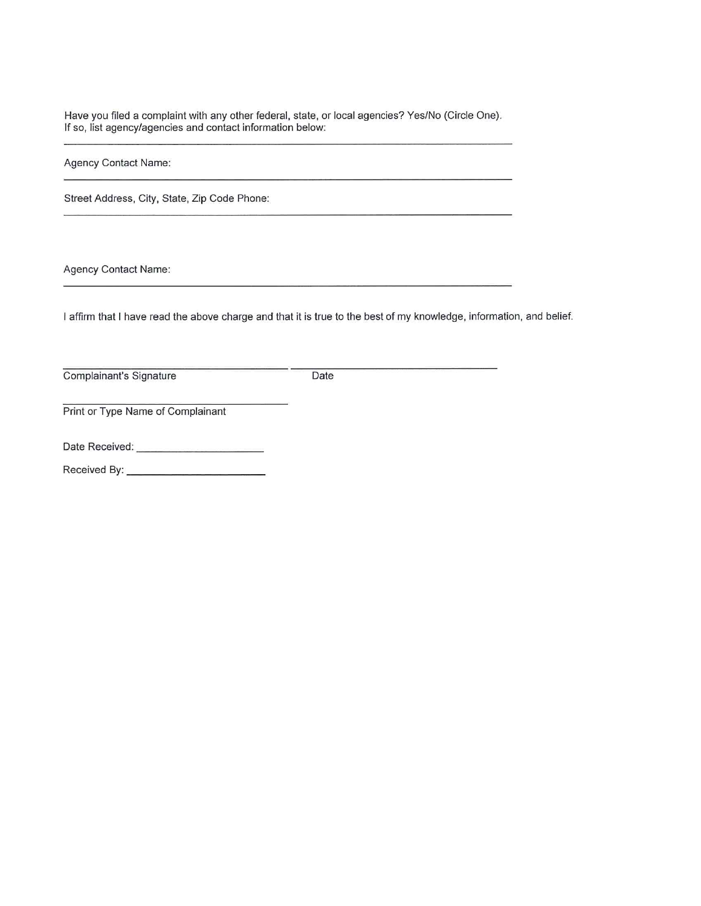Have you filed a complaint with any other federal, state, or local agencies? Yes/No (Circle One).
If so, list agency/agencies and contact information below:

\_\_\_\_\_\_\_\_\_\_\_\_\_\_\_\_\_\_\_\_\_\_\_\_\_\_\_\_\_\_\_\_\_\_\_\_\_\_\_\_\_\_\_\_\_\_\_\_\_\_\_\_\_\_\_\_\_\_\_\_

Agency Contact Name:

\_\_\_\_\_\_\_\_\_\_\_\_\_\_\_\_\_\_\_\_\_\_\_\_\_\_\_\_\_\_\_\_\_\_\_\_\_\_\_\_\_\_\_\_\_\_\_\_\_\_\_\_\_\_\_\_\_\_\_\_

Street Address, City, State, Zip Code Phone:

\_\_\_\_\_\_\_\_\_\_\_\_\_\_\_\_\_\_\_\_\_\_\_\_\_\_\_\_\_\_\_\_\_\_\_\_\_\_\_\_\_\_\_\_\_\_\_\_\_\_\_\_\_\_\_\_\_\_\_\_

Agency Contact Name:

\_\_\_\_\_\_\_\_\_\_\_\_\_\_\_\_\_\_\_\_\_\_\_\_\_\_\_\_\_\_\_\_\_\_\_\_\_\_\_\_\_\_\_\_\_\_\_\_\_\_\_\_\_\_\_\_\_\_\_\_

I affirm that I have read the above charge and that it is true to the best of my knowledge, information, and belief.

\_\_\_\_\_\_\_\_\_\_\_\_\_\_\_\_\_\_\_\_\_\_\_\_\_\_\_\_\_\_ \_\_\_\_\_\_\_\_\_\_\_\_\_\_\_\_\_\_\_\_\_\_\_\_\_\_\_\_
Complainant's Signature Date

\_\_\_\_\_\_\_\_\_\_\_\_\_\_\_\_\_\_\_\_\_\_\_\_\_\_\_\_\_\_
Print or Type Name of Complainant

Date Received: \_\_\_\_\_\_\_\_\_\_\_\_\_\_\_\_\_\_\_\_

Received By: \_\_\_\_\_\_\_\_\_\_\_\_\_\_\_\_\_\_\_\_\_\_